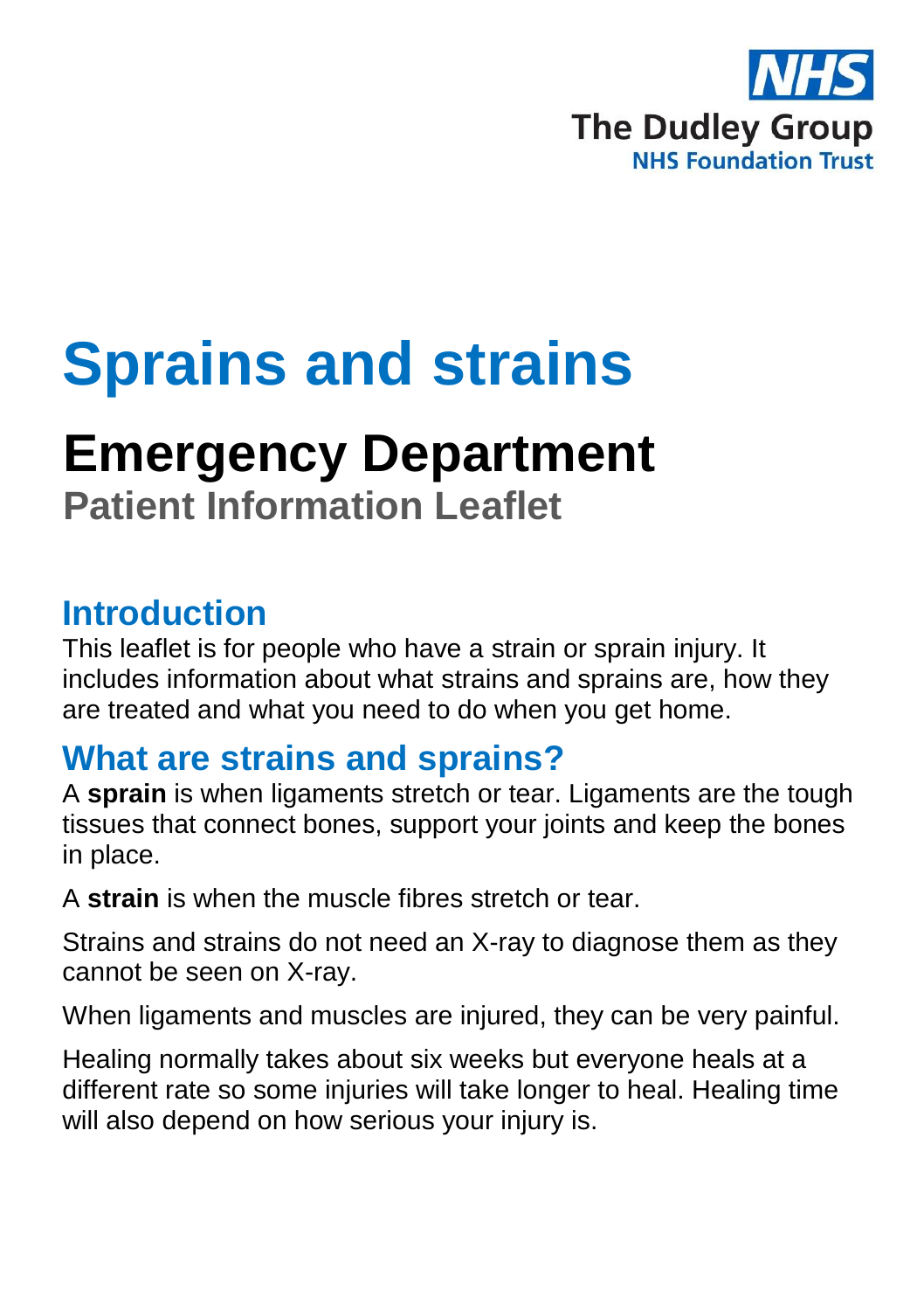NHS
The Dudley Group
NHS Foundation Trust

# Sprains and strains

## Emergency Department

### Patient Information Leaflet

## Introduction

This leaflet is for people who have a strain or sprain injury. It includes information about what strains and sprains are, how they are treated and what you need to do when you get home.

## What are strains and sprains?

A **sprain** is when ligaments stretch or tear. Ligaments are the tough tissues that connect bones, support your joints and keep the bones in place.

A **strain** is when the muscle fibres stretch or tear.

Strains and strains do not need an X-ray to diagnose them as they cannot be seen on X-ray.

When ligaments and muscles are injured, they can be very painful.

Healing normally takes about six weeks but everyone heals at a different rate so some injuries will take longer to heal. Healing time will also depend on how serious your injury is.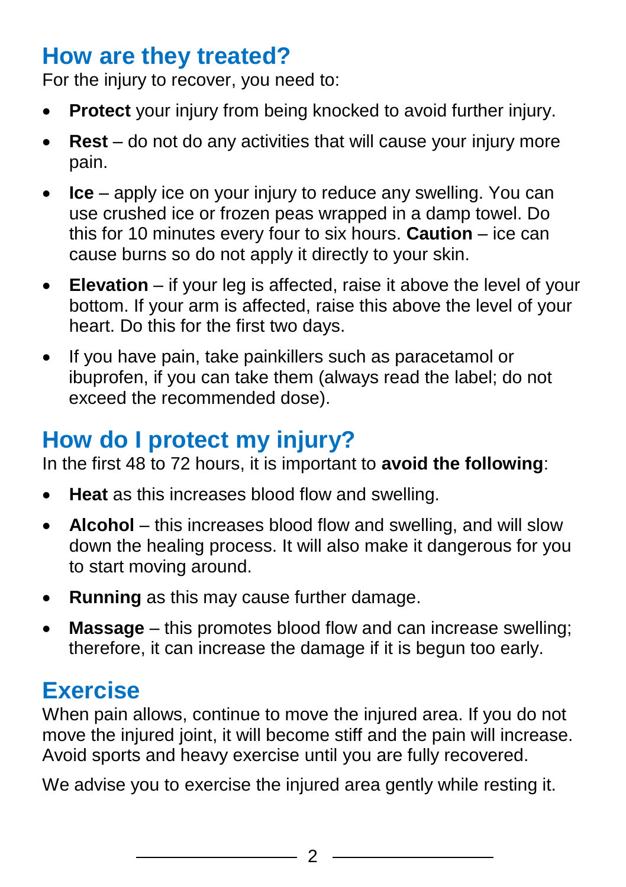## How are they treated?

For the injury to recover, you need to:

- **Protect** your injury from being knocked to avoid further injury.
- **Rest** – do not do any activities that will cause your injury more pain.
- **Ice** – apply ice on your injury to reduce any swelling. You can use crushed ice or frozen peas wrapped in a damp towel. Do this for 10 minutes every four to six hours. **Caution** – ice can cause burns so do not apply it directly to your skin.
- **Elevation** – if your leg is affected, raise it above the level of your bottom. If your arm is affected, raise this above the level of your heart. Do this for the first two days.
- If you have pain, take painkillers such as paracetamol or ibuprofen, if you can take them (always read the label; do not exceed the recommended dose).

## How do I protect my injury?

In the first 48 to 72 hours, it is important to **avoid the following**:

- **Heat** as this increases blood flow and swelling.
- **Alcohol** – this increases blood flow and swelling, and will slow down the healing process. It will also make it dangerous for you to start moving around.
- **Running** as this may cause further damage.
- **Massage** – this promotes blood flow and can increase swelling; therefore, it can increase the damage if it is begun too early.

## Exercise

When pain allows, continue to move the injured area. If you do not move the injured joint, it will become stiff and the pain will increase. Avoid sports and heavy exercise until you are fully recovered.

We advise you to exercise the injured area gently while resting it.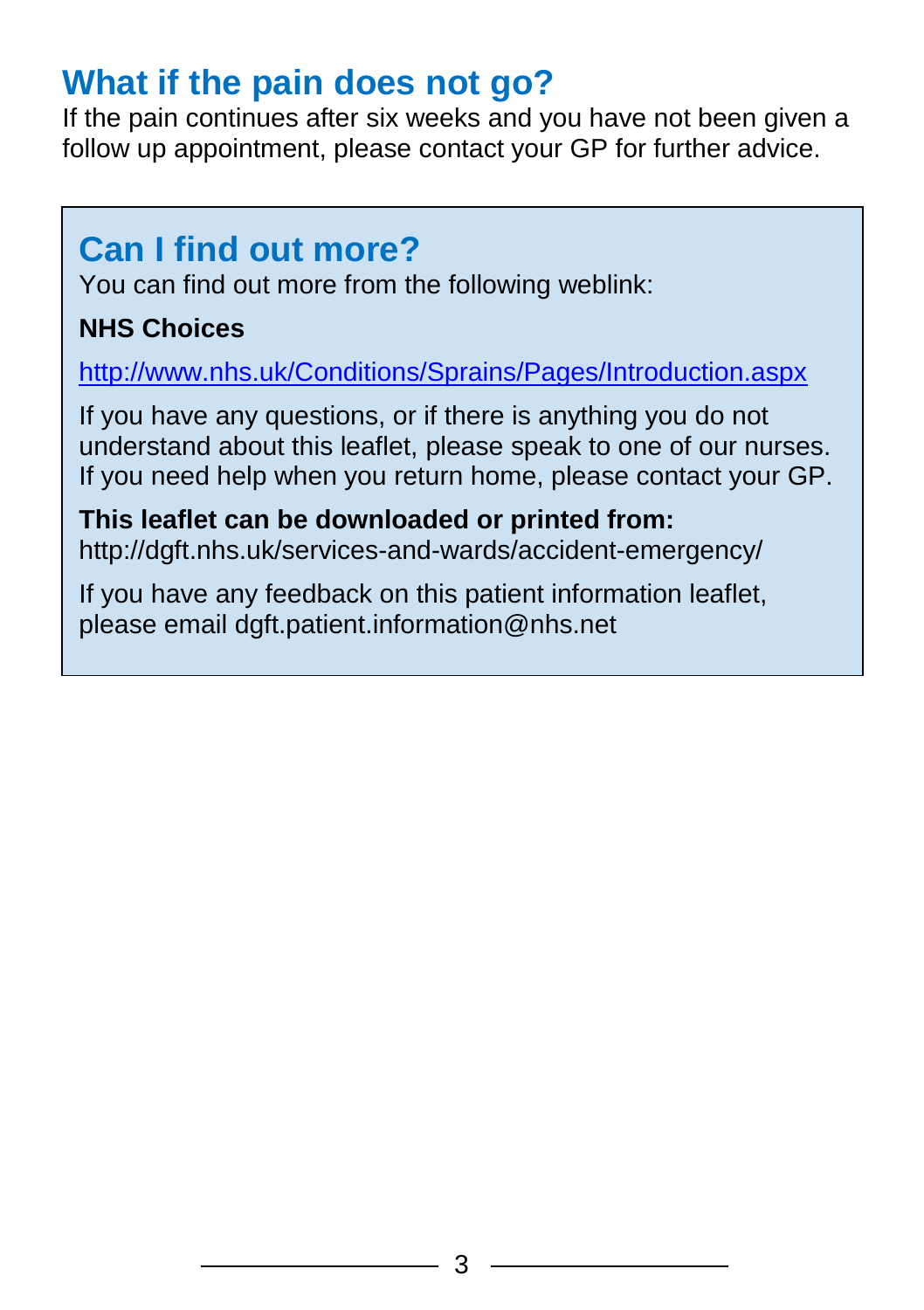## What if the pain does not go?

If the pain continues after six weeks and you have not been given a follow up appointment, please contact your GP for further advice.

## Can I find out more?

You can find out more from the following weblink:

**NHS Choices**

http://www.nhs.uk/Conditions/Sprains/Pages/Introduction.aspx

If you have any questions, or if there is anything you do not understand about this leaflet, please speak to one of our nurses. If you need help when you return home, please contact your GP.

**This leaflet can be downloaded or printed from:**
http://dgft.nhs.uk/services-and-wards/accident-emergency/

If you have any feedback on this patient information leaflet, please email dgft.patient.information@nhs.net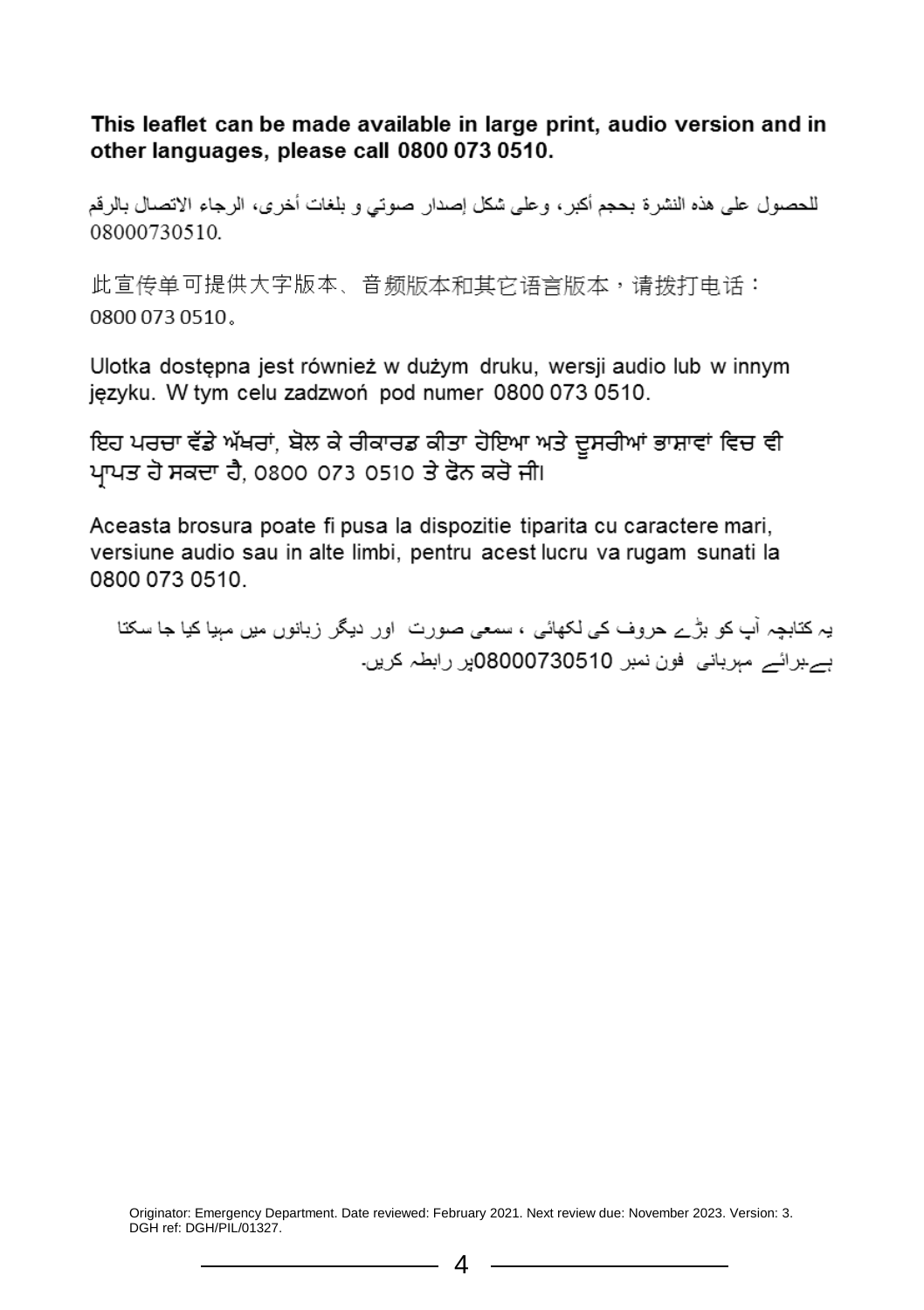**This leaflet can be made available in large print, audio version and in other languages, please call 0800 073 0510.**

للحصول على هذه النشرة بحجم أكبر، وعلى شكل إصدار صوتي و بلغات أخرى، الرجاء الاتصال بالرقم 08000730510.

此宣传单可提供大字版本、音频版本和其它语言版本，请拨打电话：0800 073 0510。

Ulotka dostępna jest również w dużym druku, wersji audio lub w innym języku. W tym celu zadzwoń pod numer 0800 073 0510.

ਇਹ ਪਰਚਾ ਵੱਡੇ ਅੱਖਰਾਂ, ਬੋਲ ਕੇ ਰੀਕਾਰਡ ਕੀਤਾ ਹੋਇਆ ਅਤੇ ਦੂਸਰੀਆਂ ਭਾਸ਼ਾਵਾਂ ਵਿਚ ਵੀ ਪ੍ਰਾਪਤ ਹੋ ਸਕਦਾ ਹੈ, 0800 073 0510 ਤੇ ਫੋਨ ਕਰੋ ਜੀ।

Aceasta brosura poate fi pusa la dispozitie tiparita cu caractere mari, versiune audio sau in alte limbi, pentru acest lucru va rugam sunati la 0800 073 0510.

یہ کتابچہ آپ کو بڑے حروف کی لکھائی ، سمعی صورت اور دیگر زبانوں میں مہیا کیا جا سکتا ہے۔برائے مہربانی فون نمبر 08000730510پر رابطہ کریں۔

Originator: Emergency Department. Date reviewed: February 2021. Next review due: November 2023. Version: 3. DGH ref: DGH/PIL/01327.